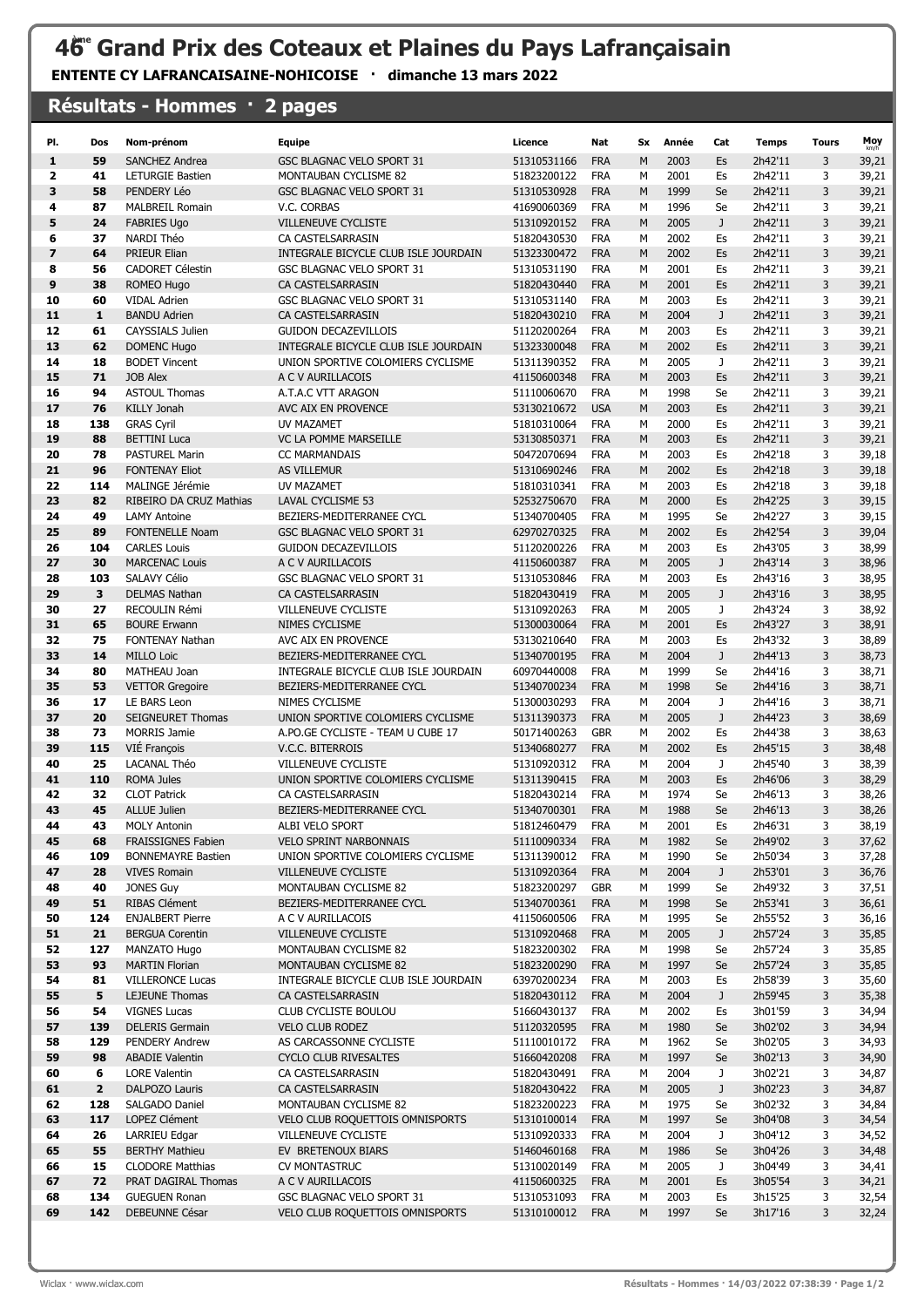# 46ème Grand Prix des Coteaux et Plaines du Pays Lafrançaisain

**ENTENTE CY LAFRANCAISAINE-NOHICOISE · dimanche 13 mars 2022**

## Résultats - Hommes · 2 pages

| Pl. | Dos | Nom-prénom | Equipe | Licence | Nat | Sx | Année | Cat | Temps | Tours | Moy km/h |
|---|---|---|---|---|---|---|---|---|---|---|---|
| 1 | 59 | SANCHEZ Andrea | GSC BLAGNAC VELO SPORT 31 | 51310531166 | FRA | M | 2003 | Es | 2h42'11 | 3 | 39,21 |
| 2 | 41 | LETURGIE Bastien | MONTAUBAN CYCLISME 82 | 51823200122 | FRA | M | 2001 | Es | 2h42'11 | 3 | 39,21 |
| 3 | 58 | PENDERY Léo | GSC BLAGNAC VELO SPORT 31 | 51310530928 | FRA | M | 1999 | Se | 2h42'11 | 3 | 39,21 |
| 4 | 87 | MALBREIL Romain | V.C. CORBAS | 41690060369 | FRA | M | 1996 | Se | 2h42'11 | 3 | 39,21 |
| 5 | 24 | FABRIES Ugo | VILLENEUVE CYCLISTE | 51310920152 | FRA | M | 2005 | J | 2h42'11 | 3 | 39,21 |
| 6 | 37 | NARDI Théo | CA CASTELSARRASIN | 51820430530 | FRA | M | 2002 | Es | 2h42'11 | 3 | 39,21 |
| 7 | 64 | PRIEUR Elian | INTEGRALE BICYCLE CLUB ISLE JOURDAIN | 51323300472 | FRA | M | 2002 | Es | 2h42'11 | 3 | 39,21 |
| 8 | 56 | CADORET Célestin | GSC BLAGNAC VELO SPORT 31 | 51310531190 | FRA | M | 2001 | Es | 2h42'11 | 3 | 39,21 |
| 9 | 38 | ROMEO Hugo | CA CASTELSARRASIN | 51820430440 | FRA | M | 2001 | Es | 2h42'11 | 3 | 39,21 |
| 10 | 60 | VIDAL Adrien | GSC BLAGNAC VELO SPORT 31 | 51310531140 | FRA | M | 2003 | Es | 2h42'11 | 3 | 39,21 |
| 11 | 1 | BANDU Adrien | CA CASTELSARRASIN | 51820430210 | FRA | M | 2004 | J | 2h42'11 | 3 | 39,21 |
| 12 | 61 | CAYSSIALS Julien | GUIDON DECAZEVILLOIS | 51120200264 | FRA | M | 2003 | Es | 2h42'11 | 3 | 39,21 |
| 13 | 62 | DOMENC Hugo | INTEGRALE BICYCLE CLUB ISLE JOURDAIN | 51323300048 | FRA | M | 2002 | Es | 2h42'11 | 3 | 39,21 |
| 14 | 18 | BODET Vincent | UNION SPORTIVE COLOMIERS CYCLISME | 51311390352 | FRA | M | 2005 | J | 2h42'11 | 3 | 39,21 |
| 15 | 71 | JOB Alex | A C V AURILLACOIS | 41150600348 | FRA | M | 2003 | Es | 2h42'11 | 3 | 39,21 |
| 16 | 94 | ASTOUL Thomas | A.T.A.C VTT ARAGON | 51110060670 | FRA | M | 1998 | Se | 2h42'11 | 3 | 39,21 |
| 17 | 76 | KILLY Jonah | AVC AIX EN PROVENCE | 53130210672 | USA | M | 2003 | Es | 2h42'11 | 3 | 39,21 |
| 18 | 138 | GRAS Cyril | UV MAZAMET | 51810310064 | FRA | M | 2000 | Es | 2h42'11 | 3 | 39,21 |
| 19 | 88 | BETTINI Luca | VC LA POMME MARSEILLE | 53130850371 | FRA | M | 2003 | Es | 2h42'11 | 3 | 39,21 |
| 20 | 78 | PASTUREL Marin | CC MARMANDAIS | 50472070694 | FRA | M | 2003 | Es | 2h42'18 | 3 | 39,18 |
| 21 | 96 | FONTENAY Eliot | AS VILLEMUR | 51310690246 | FRA | M | 2002 | Es | 2h42'18 | 3 | 39,18 |
| 22 | 114 | MALINGE Jérémie | UV MAZAMET | 51810310341 | FRA | M | 2003 | Es | 2h42'18 | 3 | 39,18 |
| 23 | 82 | RIBEIRO DA CRUZ Mathias | LAVAL CYCLISME 53 | 52532750670 | FRA | M | 2000 | Es | 2h42'25 | 3 | 39,15 |
| 24 | 49 | LAMY Antoine | BEZIERS-MEDITERRANEE CYCL | 51340700405 | FRA | M | 1995 | Se | 2h42'27 | 3 | 39,15 |
| 25 | 89 | FONTENELLE Noam | GSC BLAGNAC VELO SPORT 31 | 62970270325 | FRA | M | 2002 | Es | 2h42'54 | 3 | 39,04 |
| 26 | 104 | CARLES Louis | GUIDON DECAZEVILLOIS | 51120200226 | FRA | M | 2003 | Es | 2h43'05 | 3 | 38,99 |
| 27 | 30 | MARCENAC Louis | A C V AURILLACOIS | 41150600387 | FRA | M | 2005 | J | 2h43'14 | 3 | 38,96 |
| 28 | 103 | SALAVY Célio | GSC BLAGNAC VELO SPORT 31 | 51310530846 | FRA | M | 2003 | Es | 2h43'16 | 3 | 38,95 |
| 29 | 3 | DELMAS Nathan | CA CASTELSARRASIN | 51820430419 | FRA | M | 2005 | J | 2h43'16 | 3 | 38,95 |
| 30 | 27 | RECOULIN Rémi | VILLENEUVE CYCLISTE | 51310920263 | FRA | M | 2005 | J | 2h43'24 | 3 | 38,92 |
| 31 | 65 | BOURE Erwann | NIMES CYCLISME | 51300030064 | FRA | M | 2001 | Es | 2h43'27 | 3 | 38,91 |
| 32 | 75 | FONTENAY Nathan | AVC AIX EN PROVENCE | 53130210640 | FRA | M | 2003 | Es | 2h43'32 | 3 | 38,89 |
| 33 | 14 | MILLO Loic | BEZIERS-MEDITERRANEE CYCL | 51340700195 | FRA | M | 2004 | J | 2h44'13 | 3 | 38,73 |
| 34 | 80 | MATHEAU Joan | INTEGRALE BICYCLE CLUB ISLE JOURDAIN | 60970440008 | FRA | M | 1999 | Se | 2h44'16 | 3 | 38,71 |
| 35 | 53 | VETTOR Gregoire | BEZIERS-MEDITERRANEE CYCL | 51340700234 | FRA | M | 1998 | Se | 2h44'16 | 3 | 38,71 |
| 36 | 17 | LE BARS Leon | NIMES CYCLISME | 51300030293 | FRA | M | 2004 | J | 2h44'16 | 3 | 38,71 |
| 37 | 20 | SEIGNEURET Thomas | UNION SPORTIVE COLOMIERS CYCLISME | 51311390373 | FRA | M | 2005 | J | 2h44'23 | 3 | 38,69 |
| 38 | 73 | MORRIS Jamie | A.PO.GE CYCLISTE - TEAM U CUBE 17 | 50171400263 | GBR | M | 2002 | Es | 2h44'38 | 3 | 38,63 |
| 39 | 115 | VIÉ François | V.C.C. BITERROIS | 51340680277 | FRA | M | 2002 | Es | 2h45'15 | 3 | 38,48 |
| 40 | 25 | LACANAL Théo | VILLENEUVE CYCLISTE | 51310920312 | FRA | M | 2004 | J | 2h45'40 | 3 | 38,39 |
| 41 | 110 | ROMA Jules | UNION SPORTIVE COLOMIERS CYCLISME | 51311390415 | FRA | M | 2003 | Es | 2h46'06 | 3 | 38,29 |
| 42 | 32 | CLOT Patrick | CA CASTELSARRASIN | 51820430214 | FRA | M | 1974 | Se | 2h46'13 | 3 | 38,26 |
| 43 | 45 | ALLUE Julien | BEZIERS-MEDITERRANEE CYCL | 51340700301 | FRA | M | 1988 | Se | 2h46'13 | 3 | 38,26 |
| 44 | 43 | MOLY Antonin | ALBI VELO SPORT | 51812460479 | FRA | M | 2001 | Es | 2h46'31 | 3 | 38,19 |
| 45 | 68 | FRAISSIGNES Fabien | VELO SPRINT NARBONNAIS | 51110090334 | FRA | M | 1982 | Se | 2h49'02 | 3 | 37,62 |
| 46 | 109 | BONNEMAYRE Bastien | UNION SPORTIVE COLOMIERS CYCLISME | 51311390012 | FRA | M | 1990 | Se | 2h50'34 | 3 | 37,28 |
| 47 | 28 | VIVES Romain | VILLENEUVE CYCLISTE | 51310920364 | FRA | M | 2004 | J | 2h53'01 | 3 | 36,76 |
| 48 | 40 | JONES Guy | MONTAUBAN CYCLISME 82 | 51823200297 | GBR | M | 1999 | Se | 2h49'32 | 3 | 37,51 |
| 49 | 51 | RIBAS Clément | BEZIERS-MEDITERRANEE CYCL | 51340700361 | FRA | M | 1998 | Se | 2h53'41 | 3 | 36,61 |
| 50 | 124 | ENJALBERT Pierre | A C V AURILLACOIS | 41150600506 | FRA | M | 1995 | Se | 2h55'52 | 3 | 36,16 |
| 51 | 21 | BERGUA Corentin | VILLENEUVE CYCLISTE | 51310920468 | FRA | M | 2005 | J | 2h57'24 | 3 | 35,85 |
| 52 | 127 | MANZATO Hugo | MONTAUBAN CYCLISME 82 | 51823200302 | FRA | M | 1998 | Se | 2h57'24 | 3 | 35,85 |
| 53 | 93 | MARTIN Florian | MONTAUBAN CYCLISME 82 | 51823200290 | FRA | M | 1997 | Se | 2h57'24 | 3 | 35,85 |
| 54 | 81 | VILLERONCE Lucas | INTEGRALE BICYCLE CLUB ISLE JOURDAIN | 63970200234 | FRA | M | 2003 | Es | 2h58'39 | 3 | 35,60 |
| 55 | 5 | LEJEUNE Thomas | CA CASTELSARRASIN | 51820430112 | FRA | M | 2004 | J | 2h59'45 | 3 | 35,38 |
| 56 | 54 | VIGNES Lucas | CLUB CYCLISTE BOULOU | 51660430137 | FRA | M | 2002 | Es | 3h01'59 | 3 | 34,94 |
| 57 | 139 | DELERIS Germain | VELO CLUB RODEZ | 51120320595 | FRA | M | 1980 | Se | 3h02'02 | 3 | 34,94 |
| 58 | 129 | PENDERY Andrew | AS CARCASSONNE CYCLISTE | 51110010172 | FRA | M | 1962 | Se | 3h02'05 | 3 | 34,93 |
| 59 | 98 | ABADIE Valentin | CYCLO CLUB RIVESALTES | 51660420208 | FRA | M | 1997 | Se | 3h02'13 | 3 | 34,90 |
| 60 | 6 | LORE Valentin | CA CASTELSARRASIN | 51820430491 | FRA | M | 2004 | J | 3h02'21 | 3 | 34,87 |
| 61 | 2 | DALPOZO Lauris | CA CASTELSARRASIN | 51820430422 | FRA | M | 2005 | J | 3h02'23 | 3 | 34,87 |
| 62 | 128 | SALGADO Daniel | MONTAUBAN CYCLISME 82 | 51823200223 | FRA | M | 1975 | Se | 3h02'32 | 3 | 34,84 |
| 63 | 117 | LOPEZ Clément | VELO CLUB ROQUETTOIS OMNISPORTS | 51310100014 | FRA | M | 1997 | Se | 3h04'08 | 3 | 34,54 |
| 64 | 26 | LARRIEU Edgar | VILLENEUVE CYCLISTE | 51310920333 | FRA | M | 2004 | J | 3h04'12 | 3 | 34,52 |
| 65 | 55 | BERTHY Mathieu | EV BRETENOUX BIARS | 51460460168 | FRA | M | 1986 | Se | 3h04'26 | 3 | 34,48 |
| 66 | 15 | CLODORE Matthias | CV MONTASTRUC | 51310020149 | FRA | M | 2005 | J | 3h04'49 | 3 | 34,41 |
| 67 | 72 | PRAT DAGIRAL Thomas | A C V AURILLACOIS | 41150600325 | FRA | M | 2001 | Es | 3h05'54 | 3 | 34,21 |
| 68 | 134 | GUEGUEN Ronan | GSC BLAGNAC VELO SPORT 31 | 51310531093 | FRA | M | 2003 | Es | 3h15'25 | 3 | 32,54 |
| 69 | 142 | DEBEUNNE César | VELO CLUB ROQUETTOIS OMNISPORTS | 51310100012 | FRA | M | 1997 | Se | 3h17'16 | 3 | 32,24 |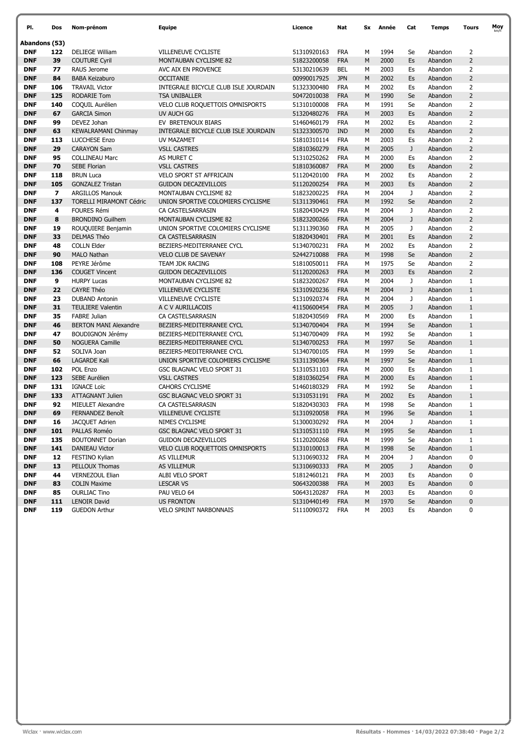| Pl. | Dos | Nom-prénom | Equipe | Licence | Nat | Sx | Année | Cat | Temps | Tours | Moy km/h |
|---|---|---|---|---|---|---|---|---|---|---|---|
| **Abandons (53)** | | | | | | | | | | | |
| **DNF** | **122** | DELIEGE William | VILLENEUVE CYCLISTE | 51310920163 | FRA | M | 1994 | Se | Abandon | 2 | |
| **DNF** | **39** | COUTURE Cyril | MONTAUBAN CYCLISME 82 | 51823200058 | FRA | M | 2000 | Es | Abandon | 2 | |
| **DNF** | **77** | RAUS Jerome | AVC AIX EN PROVENCE | 53130210639 | BEL | M | 2003 | Es | Abandon | 2 | |
| **DNF** | **84** | BABA Keizaburo | OCCITANIE | 00990017925 | JPN | M | 2002 | Es | Abandon | 2 | |
| **DNF** | **106** | TRAVAIL Victor | INTEGRALE BICYCLE CLUB ISLE JOURDAIN | 51323300480 | FRA | M | 2002 | Es | Abandon | 2 | |
| **DNF** | **125** | RODARIE Tom | TSA UNIBALLER | 50472010038 | FRA | M | 1990 | Se | Abandon | 2 | |
| **DNF** | **140** | COQUIL Aurélien | VELO CLUB ROQUETTOIS OMNISPORTS | 51310100008 | FRA | M | 1991 | Se | Abandon | 2 | |
| **DNF** | **67** | GARCIA Simon | UV AUCH GG | 51320480276 | FRA | M | 2003 | Es | Abandon | 2 | |
| **DNF** | **99** | DEVEZ Johan | EV BRETENOUX BIARS | 51460460179 | FRA | M | 2002 | Es | Abandon | 2 | |
| **DNF** | **63** | KEWALRAMANI Chinmay | INTEGRALE BICYCLE CLUB ISLE JOURDAIN | 51323300570 | IND | M | 2000 | Es | Abandon | 2 | |
| **DNF** | **113** | LUCCHESE Enzo | UV MAZAMET | 51810310114 | FRA | M | 2003 | Es | Abandon | 2 | |
| **DNF** | **29** | CARAYON Sam | VSLL CASTRES | 51810360279 | FRA | M | 2005 | J | Abandon | 2 | |
| **DNF** | **95** | COLLINEAU Marc | AS MURET C | 51310250262 | FRA | M | 2000 | Es | Abandon | 2 | |
| **DNF** | **70** | SEBE Florian | VSLL CASTRES | 51810360087 | FRA | M | 2000 | Es | Abandon | 2 | |
| **DNF** | **118** | BRUN Luca | VELO SPORT ST AFFRICAIN | 51120420100 | FRA | M | 2002 | Es | Abandon | 2 | |
| **DNF** | **105** | GONZALEZ Tristan | GUIDON DECAZEVILLOIS | 51120200254 | FRA | M | 2003 | Es | Abandon | 2 | |
| **DNF** | **7** | ARGILLOS Manouk | MONTAUBAN CYCLISME 82 | 51823200225 | FRA | M | 2004 | J | Abandon | 2 | |
| **DNF** | **137** | TORELLI MIRAMONT Cédric | UNION SPORTIVE COLOMIERS CYCLISME | 51311390461 | FRA | M | 1992 | Se | Abandon | 2 | |
| **DNF** | **4** | FOURES Rémi | CA CASTELSARRASIN | 51820430429 | FRA | M | 2004 | J | Abandon | 2 | |
| **DNF** | **8** | BRONDINO Guilhem | MONTAUBAN CYCLISME 82 | 51823200266 | FRA | M | 2004 | J | Abandon | 2 | |
| **DNF** | **19** | ROUQUIERE Benjamin | UNION SPORTIVE COLOMIERS CYCLISME | 51311390360 | FRA | M | 2005 | J | Abandon | 2 | |
| **DNF** | **33** | DELMAS Théo | CA CASTELSARRASIN | 51820430401 | FRA | M | 2001 | Es | Abandon | 2 | |
| **DNF** | **48** | COLLN Elder | BEZIERS-MEDITERRANEE CYCL | 51340700231 | FRA | M | 2002 | Es | Abandon | 2 | |
| **DNF** | **90** | MALO Nathan | VELO CLUB DE SAVENAY | 52442710088 | FRA | M | 1998 | Se | Abandon | 2 | |
| **DNF** | **108** | PEYRE Jérôme | TEAM JDK RACING | 51810050011 | FRA | M | 1975 | Se | Abandon | 2 | |
| **DNF** | **136** | COUGET Vincent | GUIDON DECAZEVILLOIS | 51120200263 | FRA | M | 2003 | Es | Abandon | 2 | |
| **DNF** | **9** | HURPY Lucas | MONTAUBAN CYCLISME 82 | 51823200267 | FRA | M | 2004 | J | Abandon | 1 | |
| **DNF** | **22** | CAYRE Théo | VILLENEUVE CYCLISTE | 51310920236 | FRA | M | 2004 | J | Abandon | 1 | |
| **DNF** | **23** | DUBAND Antonin | VILLENEUVE CYCLISTE | 51310920374 | FRA | M | 2004 | J | Abandon | 1 | |
| **DNF** | **31** | TEULIERE Valentin | A C V AURILLACOIS | 41150600454 | FRA | M | 2005 | J | Abandon | 1 | |
| **DNF** | **35** | FABRE Julian | CA CASTELSARRASIN | 51820430569 | FRA | M | 2000 | Es | Abandon | 1 | |
| **DNF** | **46** | BERTON MANI Alexandre | BEZIERS-MEDITERRANEE CYCL | 51340700404 | FRA | M | 1994 | Se | Abandon | 1 | |
| **DNF** | **47** | BOUDIGNON Jérémy | BEZIERS-MEDITERRANEE CYCL | 51340700409 | FRA | M | 1992 | Se | Abandon | 1 | |
| **DNF** | **50** | NOGUERA Camille | BEZIERS-MEDITERRANEE CYCL | 51340700253 | FRA | M | 1997 | Se | Abandon | 1 | |
| **DNF** | **52** | SOLIVA Joan | BEZIERS-MEDITERRANEE CYCL | 51340700105 | FRA | M | 1999 | Se | Abandon | 1 | |
| **DNF** | **66** | LAGARDE Kali | UNION SPORTIVE COLOMIERS CYCLISME | 51311390364 | FRA | M | 1997 | Se | Abandon | 1 | |
| **DNF** | **102** | POL Enzo | GSC BLAGNAC VELO SPORT 31 | 51310531103 | FRA | M | 2000 | Es | Abandon | 1 | |
| **DNF** | **123** | SEBE Aurélien | VSLL CASTRES | 51810360254 | FRA | M | 2000 | Es | Abandon | 1 | |
| **DNF** | **131** | IGNACE Loïc | CAHORS CYCLISME | 51460180329 | FRA | M | 1992 | Se | Abandon | 1 | |
| **DNF** | **133** | ATTAGNANT Julien | GSC BLAGNAC VELO SPORT 31 | 51310531191 | FRA | M | 2002 | Es | Abandon | 1 | |
| **DNF** | **92** | MIEULET Alexandre | CA CASTELSARRASIN | 51820430303 | FRA | M | 1998 | Se | Abandon | 1 | |
| **DNF** | **69** | FERNANDEZ Benoît | VILLENEUVE CYCLISTE | 51310920058 | FRA | M | 1996 | Se | Abandon | 1 | |
| **DNF** | **16** | JACQUET Adrien | NIMES CYCLISME | 51300030292 | FRA | M | 2004 | J | Abandon | 1 | |
| **DNF** | **101** | PALLAS Roméo | GSC BLAGNAC VELO SPORT 31 | 51310531110 | FRA | M | 1995 | Se | Abandon | 1 | |
| **DNF** | **135** | BOUTONNET Dorian | GUIDON DECAZEVILLOIS | 51120200268 | FRA | M | 1999 | Se | Abandon | 1 | |
| **DNF** | **141** | DANIEAU Victor | VELO CLUB ROQUETTOIS OMNISPORTS | 51310100013 | FRA | M | 1998 | Se | Abandon | 1 | |
| **DNF** | **12** | FESTINO Kylian | AS VILLEMUR | 51310690332 | FRA | M | 2004 | J | Abandon | 0 | |
| **DNF** | **13** | PELLOUX Thomas | AS VILLEMUR | 51310690333 | FRA | M | 2005 | J | Abandon | 0 | |
| **DNF** | **44** | VERNEZOUL Elian | ALBI VELO SPORT | 51812460121 | FRA | M | 2003 | Es | Abandon | 0 | |
| **DNF** | **83** | COLIN Maxime | LESCAR VS | 50643200388 | FRA | M | 2003 | Es | Abandon | 0 | |
| **DNF** | **85** | OURLIAC Tino | PAU VELO 64 | 50643120287 | FRA | M | 2003 | Es | Abandon | 0 | |
| **DNF** | **111** | LENOIR David | US FRONTON | 51310440149 | FRA | M | 1970 | Se | Abandon | 0 | |
| **DNF** | **119** | GUEDON Arthur | VELO SPRINT NARBONNAIS | 51110090372 | FRA | M | 2003 | Es | Abandon | 0 | |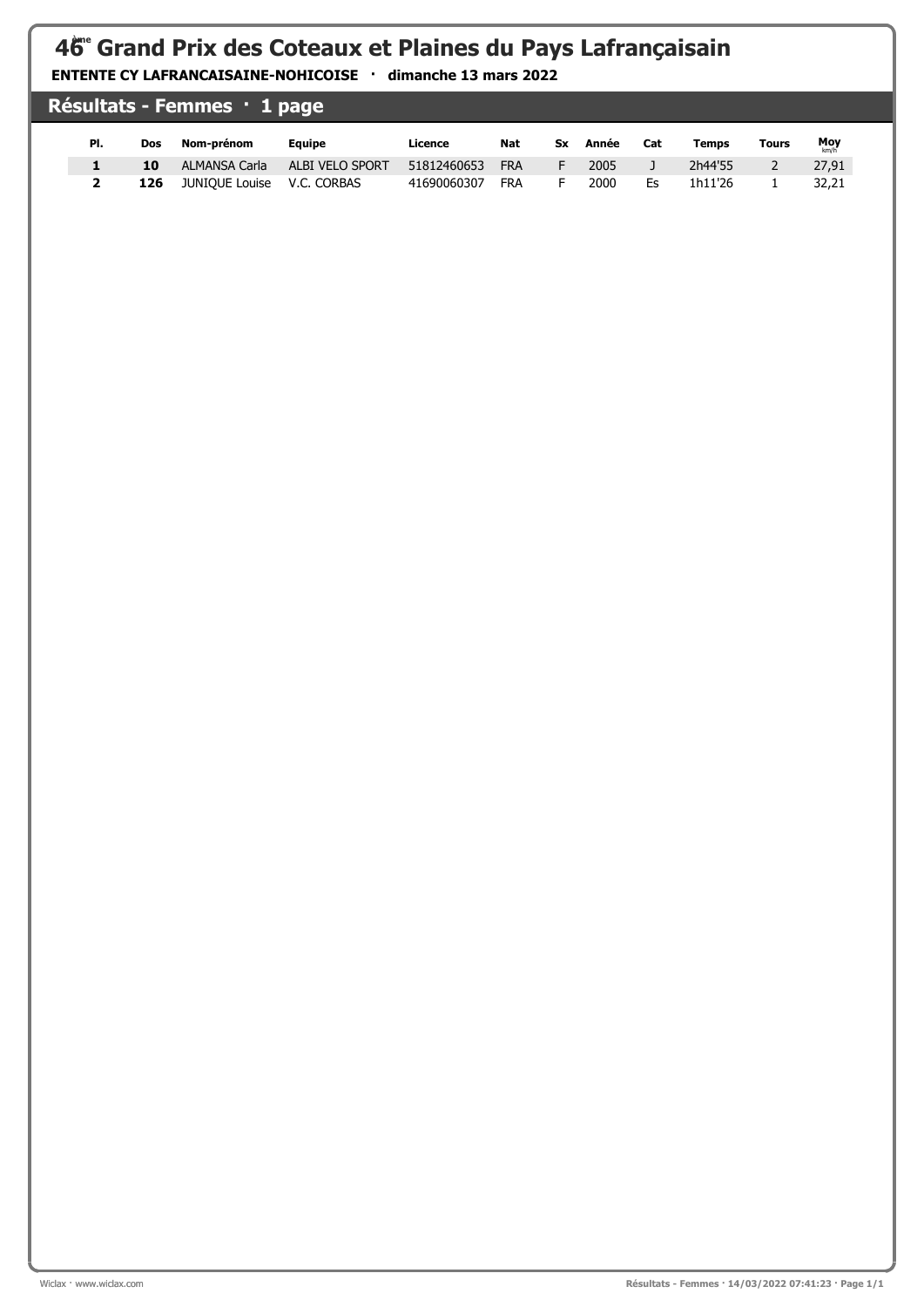# 46ème Grand Prix des Coteaux et Plaines du Pays Lafrançaisain

**ENTENTE CY LAFRANCAISAINE-NOHICOISE · dimanche 13 mars 2022**

## Résultats - Femmes · 1 page

| Pl. | Dos | Nom-prénom | Equipe | Licence | Nat | Sx | Année | Cat | Temps | Tours | Moy km/h |
|---|---|---|---|---|---|---|---|---|---|---|---|
| **1** | **10** | ALMANSA Carla | ALBI VELO SPORT | 51812460653 | FRA | F | 2005 | J | 2h44'55 | 2 | 27,91 |
| **2** | **126** | JUNIQUE Louise | V.C. CORBAS | 41690060307 | FRA | F | 2000 | Es | 1h11'26 | 1 | 32,21 |